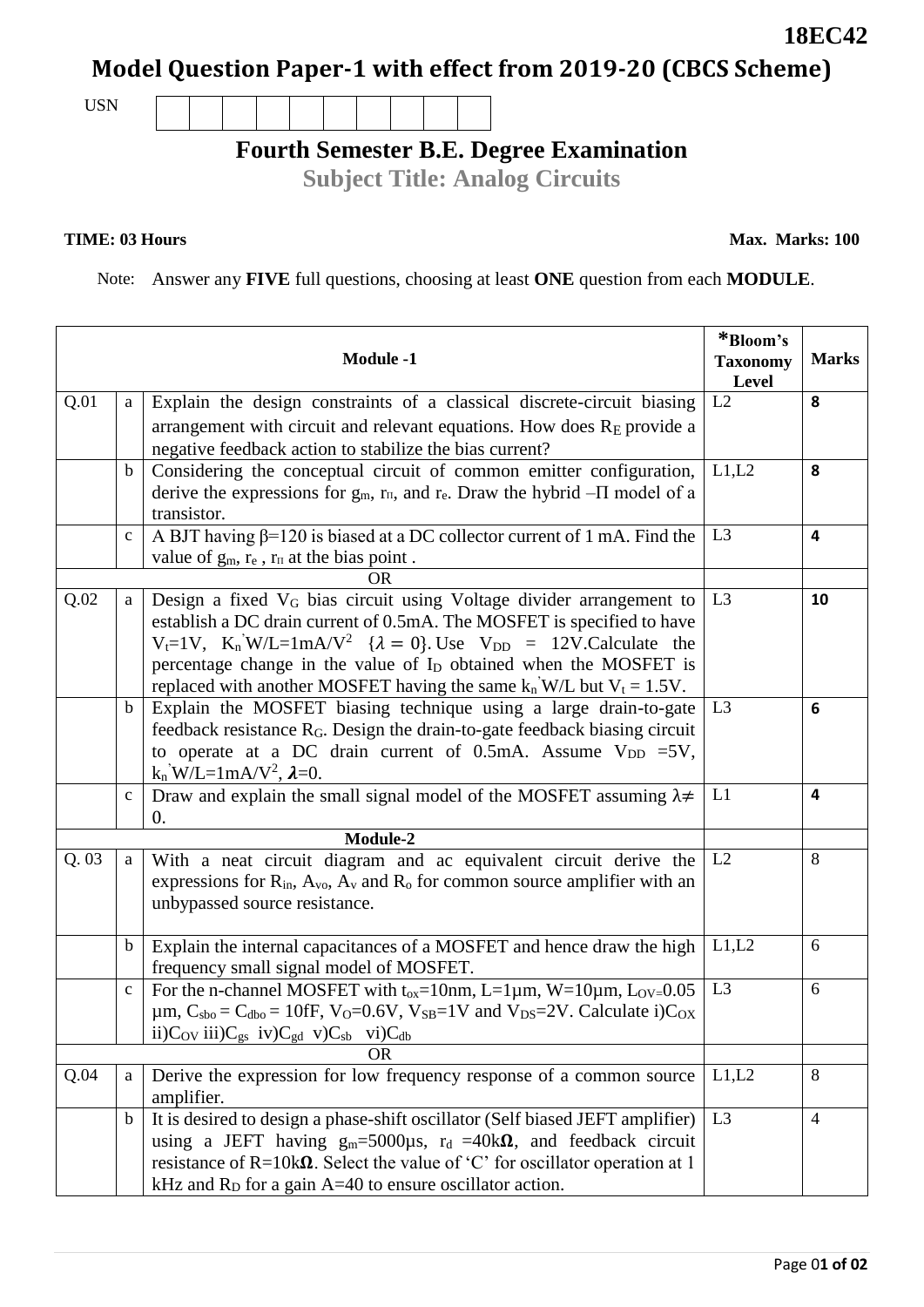18EC42

# Model Question Paper-1 with effect from 2019-20 (CBCS Scheme)

USN | | | | | | | | | | |

## Fourth Semester B.E. Degree Examination

### Subject Title: Analog Circuits

**TIME: 03 Hours** **Max. Marks: 100**

Note: Answer any **FIVE** full questions, choosing at least **ONE** question from each **MODULE**.

| | | **Module -1** | ***Bloom's Taxonomy Level** | **Marks** |
|---|---|---|---|---|
| Q.01 | a | Explain the design constraints of a classical discrete-circuit biasing arrangement with circuit and relevant equations. How does $R_E$ provide a negative feedback action to stabilize the bias current? | L2 | **8** |
| | b | Considering the conceptual circuit of common emitter configuration, derive the expressions for $g_m$, $r_\pi$, and $r_e$. Draw the hybrid –Π model of a transistor. | L1,L2 | **8** |
| | c | A BJT having β=120 is biased at a DC collector current of 1 mA. Find the value of $g_m$, $r_e$ , $r_\pi$ at the bias point . | L3 | **4** |
| | | OR | | |
| Q.02 | a | Design a fixed $V_G$ bias circuit using Voltage divider arrangement to establish a DC drain current of 0.5mA. The MOSFET is specified to have $V_t$=1V, $K_n'W/L=1mA/V^2$ $\{\lambda = 0\}$. Use $V_{DD}$ = 12V.Calculate the percentage change in the value of $I_D$ obtained when the MOSFET is replaced with another MOSFET having the same $k_n'W/L$ but $V_t$ = 1.5V. | L3 | **10** |
| | b | Explain the MOSFET biasing technique using a large drain-to-gate feedback resistance $R_G$. Design the drain-to-gate feedback biasing circuit to operate at a DC drain current of 0.5mA. Assume $V_{DD}$ =5V, $k_n'W/L=1mA/V^2$, **λ**=0. | L3 | **6** |
| | c | Draw and explain the small signal model of the MOSFET assuming $\lambda \neq 0$. | L1 | **4** |
| | | **Module-2** | | |
| Q. 03 | a | With a neat circuit diagram and ac equivalent circuit derive the expressions for $R_{in}$, $A_{vo}$, $A_v$ and $R_o$ for common source amplifier with an unbypassed source resistance. | L2 | 8 |
| | b | Explain the internal capacitances of a MOSFET and hence draw the high frequency small signal model of MOSFET. | L1,L2 | 6 |
| | c | For the n-channel MOSFET with $t_{ox}$=10nm, L=1μm, W=10μm, $L_{OV}$=0.05 μm, $C_{sbo} = C_{dbo}$ = 10fF, $V_O$=0.6V, $V_{SB}$=1V and $V_{DS}$=2V. Calculate i)$C_{OX}$ ii)$C_{OV}$ iii)$C_{gs}$ iv)$C_{gd}$ v)$C_{sb}$ vi)$C_{db}$ | L3 | 6 |
| | | OR | | |
| Q.04 | a | Derive the expression for low frequency response of a common source amplifier. | L1,L2 | 8 |
| | b | It is desired to design a phase-shift oscillator (Self biased JEFT amplifier) using a JEFT having $g_m$=5000μs, $r_d$ =40k**Ω**, and feedback circuit resistance of R=10k**Ω**. Select the value of 'C' for oscillator operation at 1 kHz and $R_D$ for a gain A=40 to ensure oscillator action. | L3 | 4 |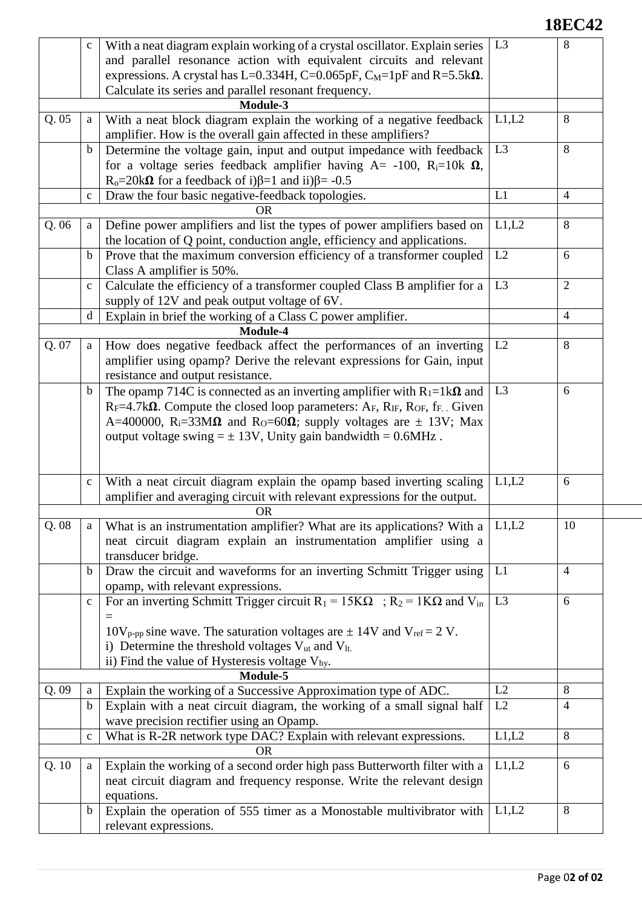| | | | | |
|---|---|---|---|---|
| | c | With a neat diagram explain working of a crystal oscillator. Explain series and parallel resonance action with equivalent circuits and relevant expressions. A crystal has L=0.334H, C=0.065pF, $C_M$=1pF and R=5.5kΩ. Calculate its series and parallel resonant frequency. | L3 | 8 |
| **Module-3** | | | | |
| Q. 05 | a | With a neat block diagram explain the working of a negative feedback amplifier. How is the overall gain affected in these amplifiers? | L1,L2 | 8 |
| | b | Determine the voltage gain, input and output impedance with feedback for a voltage series feedback amplifier having A= -100, $R_i$=10k Ω, $R_o$=20kΩ for a feedback of i)β=1 and ii)β= -0.5 | L3 | 8 |
| | c | Draw the four basic negative-feedback topologies. | L1 | 4 |
| OR | | | | |
| Q. 06 | a | Define power amplifiers and list the types of power amplifiers based on the location of Q point, conduction angle, efficiency and applications. | L1,L2 | 8 |
| | b | Prove that the maximum conversion efficiency of a transformer coupled Class A amplifier is 50%. | L2 | 6 |
| | c | Calculate the efficiency of a transformer coupled Class B amplifier for a supply of 12V and peak output voltage of 6V. | L3 | 2 |
| | d | Explain in brief the working of a Class C power amplifier. | | 4 |
| **Module-4** | | | | |
| Q. 07 | a | How does negative feedback affect the performances of an inverting amplifier using opamp? Derive the relevant expressions for Gain, input resistance and output resistance. | L2 | 8 |
| | b | The opamp 714C is connected as an inverting amplifier with $R_1$=1kΩ and $R_F$=4.7kΩ. Compute the closed loop parameters: $A_F$, $R_{IF}$, $R_{OF}$, $f_F$. Given A=400000, $R_i$=33MΩ and $R_O$=60Ω; supply voltages are ± 13V; Max output voltage swing = ± 13V, Unity gain bandwidth = 0.6MHz . | L3 | 6 |
| | c | With a neat circuit diagram explain the opamp based inverting scaling amplifier and averaging circuit with relevant expressions for the output. | L1,L2 | 6 |
| OR | | | | |
| Q. 08 | a | What is an instrumentation amplifier? What are its applications? With a neat circuit diagram explain an instrumentation amplifier using a transducer bridge. | L1,L2 | 10 |
| | b | Draw the circuit and waveforms for an inverting Schmitt Trigger using opamp, with relevant expressions. | L1 | 4 |
| | c | For an inverting Schmitt Trigger circuit $R_1$ = 15KΩ ; $R_2$ = 1KΩ and $V_{in}$ = $10V_{p-pp}$ sine wave. The saturation voltages are ± 14V and $V_{ref}$ = 2 V.<br>i) Determine the threshold voltages $V_{ut}$ and $V_{lt}$.<br>ii) Find the value of Hysteresis voltage $V_{hy}$. | L3 | 6 |
| **Module-5** | | | | |
| Q. 09 | a | Explain the working of a Successive Approximation type of ADC. | L2 | 8 |
| | b | Explain with a neat circuit diagram, the working of a small signal half wave precision rectifier using an Opamp. | L2 | 4 |
| | c | What is R-2R network type DAC? Explain with relevant expressions. | L1,L2 | 8 |
| OR | | | | |
| Q. 10 | a | Explain the working of a second order high pass Butterworth filter with a neat circuit diagram and frequency response. Write the relevant design equations. | L1,L2 | 6 |
| | b | Explain the operation of 555 timer as a Monostable multivibrator with relevant expressions. | L1,L2 | 8 |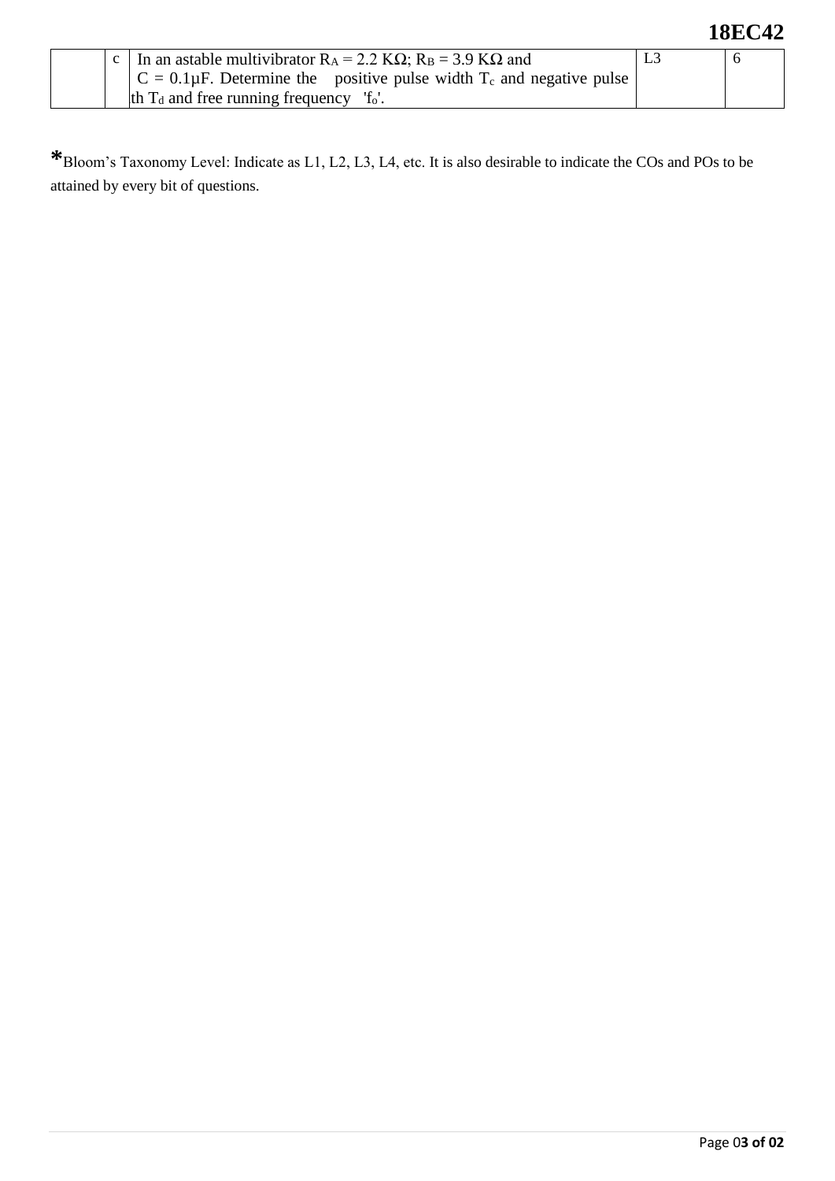| | | | | |
|---|---|---|---|---|
| | c | In an astable multivibrator $R_A = 2.2$ KΩ; $R_B = 3.9$ KΩ and $C = 0.1\mu F$. Determine the positive pulse width $T_c$ and negative pulse th $T_d$ and free running frequency '$f_o$'. | L3 | 6 |

*Bloom's Taxonomy Level: Indicate as L1, L2, L3, L4, etc. It is also desirable to indicate the COs and POs to be attained by every bit of questions.